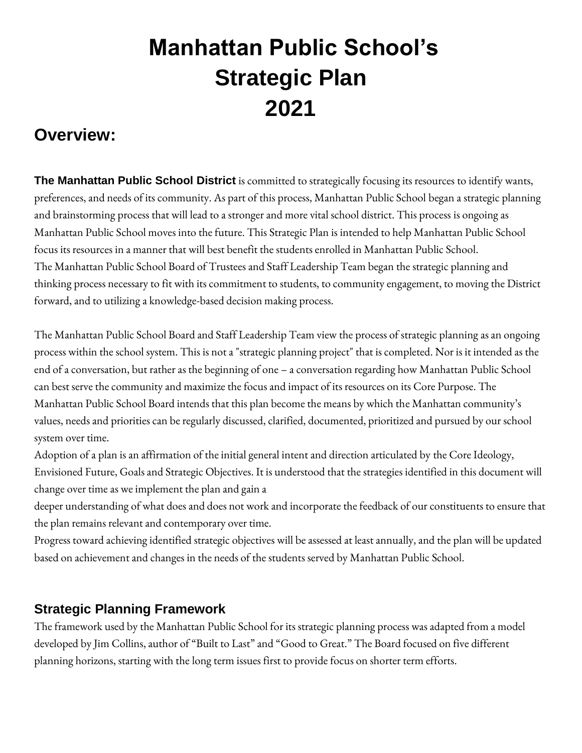# Manhattan Public School's Strategic Plan 2021

## Overview:

**The Manhattan Public School District** is committed to strategically focusing its resources to identify wants, preferences, and needs of its community. As part of this process, Manhattan Public School began a strategic planning and brainstorming process that will lead to a stronger and more vital school district. This process is ongoing as Manhattan Public School moves into the future. This Strategic Plan is intended to help Manhattan Public School focus its resources in a manner that will best benefit the students enrolled in Manhattan Public School.
The Manhattan Public School Board of Trustees and Staff Leadership Team began the strategic planning and thinking process necessary to fit with its commitment to students, to community engagement, to moving the District forward, and to utilizing a knowledge-based decision making process.

The Manhattan Public School Board and Staff Leadership Team view the process of strategic planning as an ongoing process within the school system. This is not a "strategic planning project" that is completed. Nor is it intended as the end of a conversation, but rather as the beginning of one – a conversation regarding how Manhattan Public School can best serve the community and maximize the focus and impact of its resources on its Core Purpose. The Manhattan Public School Board intends that this plan become the means by which the Manhattan community's values, needs and priorities can be regularly discussed, clarified, documented, prioritized and pursued by our school system over time.
Adoption of a plan is an affirmation of the initial general intent and direction articulated by the Core Ideology, Envisioned Future, Goals and Strategic Objectives. It is understood that the strategies identified in this document will change over time as we implement the plan and gain a
deeper understanding of what does and does not work and incorporate the feedback of our constituents to ensure that the plan remains relevant and contemporary over time.
Progress toward achieving identified strategic objectives will be assessed at least annually, and the plan will be updated based on achievement and changes in the needs of the students served by Manhattan Public School.

### Strategic Planning Framework

The framework used by the Manhattan Public School for its strategic planning process was adapted from a model developed by Jim Collins, author of "Built to Last" and "Good to Great." The Board focused on five different planning horizons, starting with the long term issues first to provide focus on shorter term efforts.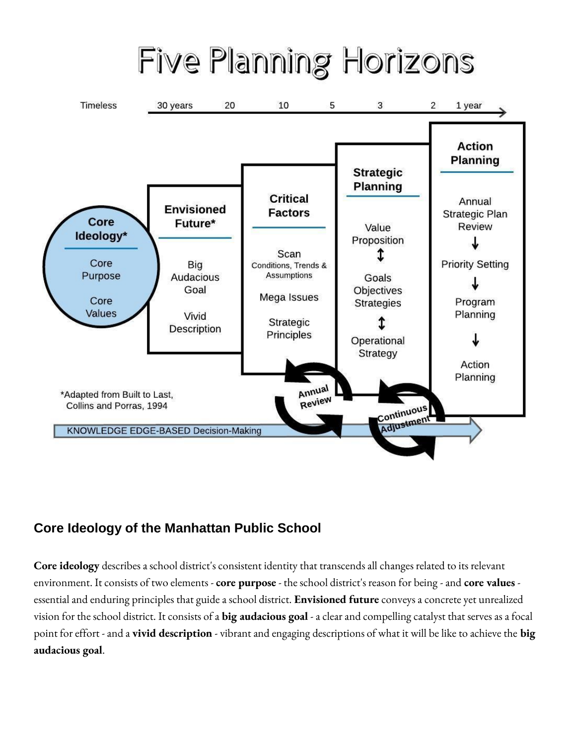# Five Planning Horizons

Timeless | 30 years | 20 | 10 | 5 | 3 | 2 | 1 year

**Core Ideology***
- Core Purpose
- Core Values

**Envisioned Future***
- Big Audacious Goal
- Vivid Description

**Critical Factors**
- Scan Conditions, Trends & Assumptions
- Mega Issues
- Strategic Principles

**Strategic Planning**
- Value Proposition
- Goals Objectives Strategies
- Operational Strategy

**Action Planning**
- Annual Strategic Plan Review
- Priority Setting
- Program Planning
- Action Planning

Annual Review

Continuous Adjustment

KNOWLEDGE EDGE-BASED Decision-Making

*Adapted from Built to Last, Collins and Porras, 1994

## Core Ideology of the Manhattan Public School

**Core ideology** describes a school district's consistent identity that transcends all changes related to its relevant environment. It consists of two elements - **core purpose** - the school district's reason for being - and **core values** - essential and enduring principles that guide a school district. **Envisioned future** conveys a concrete yet unrealized vision for the school district. It consists of a **big audacious goal** - a clear and compelling catalyst that serves as a focal point for effort - and a **vivid description** - vibrant and engaging descriptions of what it will be like to achieve the **big audacious goal**.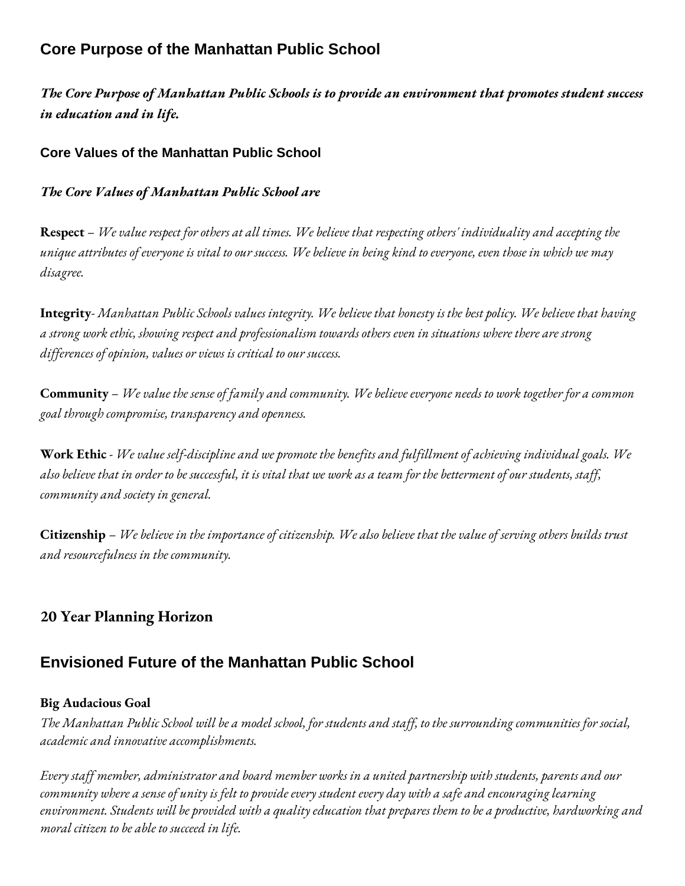## Core Purpose of the Manhattan Public School

***The Core Purpose of Manhattan Public Schools is to provide an environment that promotes student success in education and in life.***

### Core Values of the Manhattan Public School

***The Core Values of Manhattan Public School are***

**Respect** – *We value respect for others at all times. We believe that respecting others' individuality and accepting the unique attributes of everyone is vital to our success. We believe in being kind to everyone, even those in which we may disagree.*

**Integrity**- *Manhattan Public Schools values integrity. We believe that honesty is the best policy. We believe that having a strong work ethic, showing respect and professionalism towards others even in situations where there are strong differences of opinion, values or views is critical to our success.*

**Community** – *We value the sense of family and community. We believe everyone needs to work together for a common goal through compromise, transparency and openness.*

**Work Ethic** - *We value self-discipline and we promote the benefits and fulfillment of achieving individual goals. We also believe that in order to be successful, it is vital that we work as a team for the betterment of our students, staff, community and society in general.*

**Citizenship** – *We believe in the importance of citizenship. We also believe that the value of serving others builds trust and resourcefulness in the community.*

### 20 Year Planning Horizon

## Envisioned Future of the Manhattan Public School

**Big Audacious Goal**

*The Manhattan Public School will be a model school, for students and staff, to the surrounding communities for social, academic and innovative accomplishments.*

*Every staff member, administrator and board member works in a united partnership with students, parents and our community where a sense of unity is felt to provide every student every day with a safe and encouraging learning environment. Students will be provided with a quality education that prepares them to be a productive, hardworking and moral citizen to be able to succeed in life.*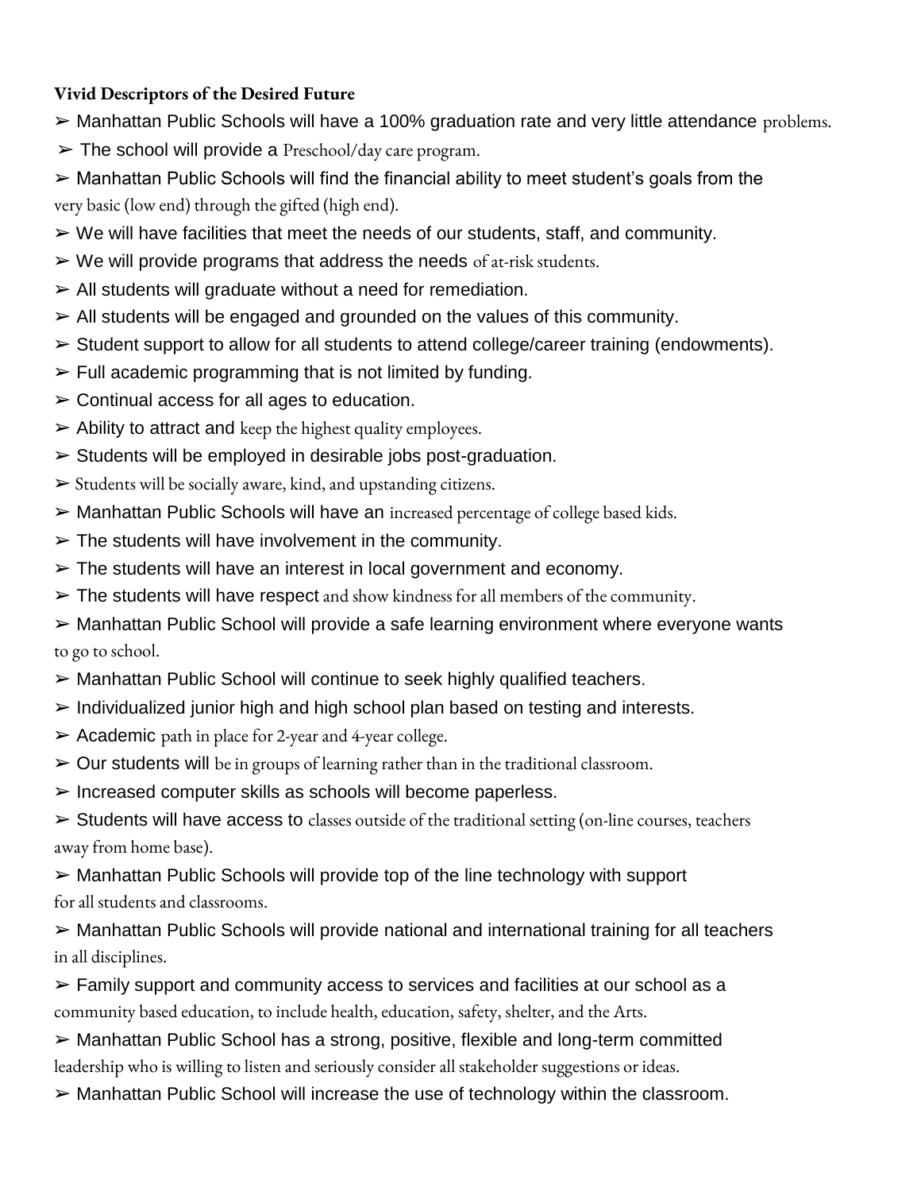**Vivid Descriptors of the Desired Future**

- Manhattan Public Schools will have a 100% graduation rate and very little attendance problems.
- The school will provide a Preschool/day care program.
- Manhattan Public Schools will find the financial ability to meet student's goals from the very basic (low end) through the gifted (high end).
- We will have facilities that meet the needs of our students, staff, and community.
- We will provide programs that address the needs of at-risk students.
- All students will graduate without a need for remediation.
- All students will be engaged and grounded on the values of this community.
- Student support to allow for all students to attend college/career training (endowments).
- Full academic programming that is not limited by funding.
- Continual access for all ages to education.
- Ability to attract and keep the highest quality employees.
- Students will be employed in desirable jobs post-graduation.
- Students will be socially aware, kind, and upstanding citizens.
- Manhattan Public Schools will have an increased percentage of college based kids.
- The students will have involvement in the community.
- The students will have an interest in local government and economy.
- The students will have respect and show kindness for all members of the community.
- Manhattan Public School will provide a safe learning environment where everyone wants to go to school.
- Manhattan Public School will continue to seek highly qualified teachers.
- Individualized junior high and high school plan based on testing and interests.
- Academic path in place for 2-year and 4-year college.
- Our students will be in groups of learning rather than in the traditional classroom.
- Increased computer skills as schools will become paperless.
- Students will have access to classes outside of the traditional setting (on-line courses, teachers away from home base).
- Manhattan Public Schools will provide top of the line technology with support for all students and classrooms.
- Manhattan Public Schools will provide national and international training for all teachers in all disciplines.
- Family support and community access to services and facilities at our school as a community based education, to include health, education, safety, shelter, and the Arts.
- Manhattan Public School has a strong, positive, flexible and long-term committed leadership who is willing to listen and seriously consider all stakeholder suggestions or ideas.
- Manhattan Public School will increase the use of technology within the classroom.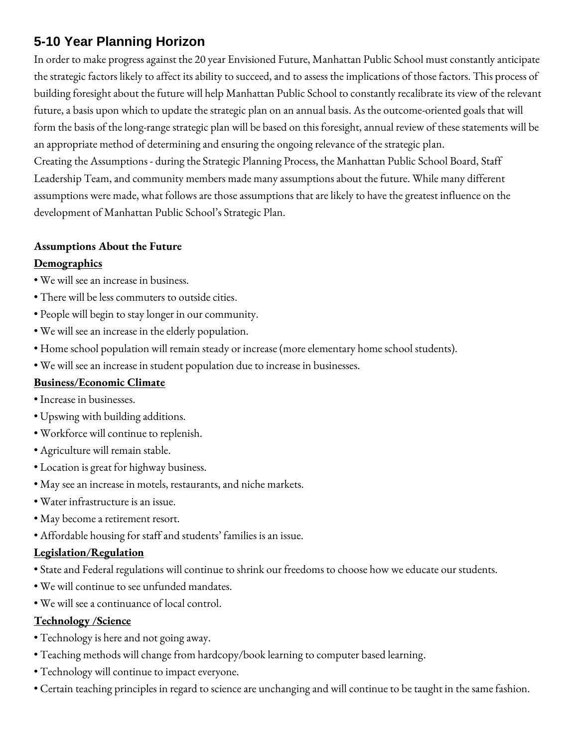## 5-10 Year Planning Horizon

In order to make progress against the 20 year Envisioned Future, Manhattan Public School must constantly anticipate the strategic factors likely to affect its ability to succeed, and to assess the implications of those factors. This process of building foresight about the future will help Manhattan Public School to constantly recalibrate its view of the relevant future, a basis upon which to update the strategic plan on an annual basis. As the outcome-oriented goals that will form the basis of the long-range strategic plan will be based on this foresight, annual review of these statements will be an appropriate method of determining and ensuring the ongoing relevance of the strategic plan.

Creating the Assumptions - during the Strategic Planning Process, the Manhattan Public School Board, Staff Leadership Team, and community members made many assumptions about the future. While many different assumptions were made, what follows are those assumptions that are likely to have the greatest influence on the development of Manhattan Public School's Strategic Plan.

**Assumptions About the Future**

**Demographics**

- We will see an increase in business.
- There will be less commuters to outside cities.
- People will begin to stay longer in our community.
- We will see an increase in the elderly population.
- Home school population will remain steady or increase (more elementary home school students).
- We will see an increase in student population due to increase in businesses.

**Business/Economic Climate**

- Increase in businesses.
- Upswing with building additions.
- Workforce will continue to replenish.
- Agriculture will remain stable.
- Location is great for highway business.
- May see an increase in motels, restaurants, and niche markets.
- Water infrastructure is an issue.
- May become a retirement resort.
- Affordable housing for staff and students' families is an issue.

**Legislation/Regulation**

- State and Federal regulations will continue to shrink our freedoms to choose how we educate our students.
- We will continue to see unfunded mandates.
- We will see a continuance of local control.

**Technology /Science**

- Technology is here and not going away.
- Teaching methods will change from hardcopy/book learning to computer based learning.
- Technology will continue to impact everyone.
- Certain teaching principles in regard to science are unchanging and will continue to be taught in the same fashion.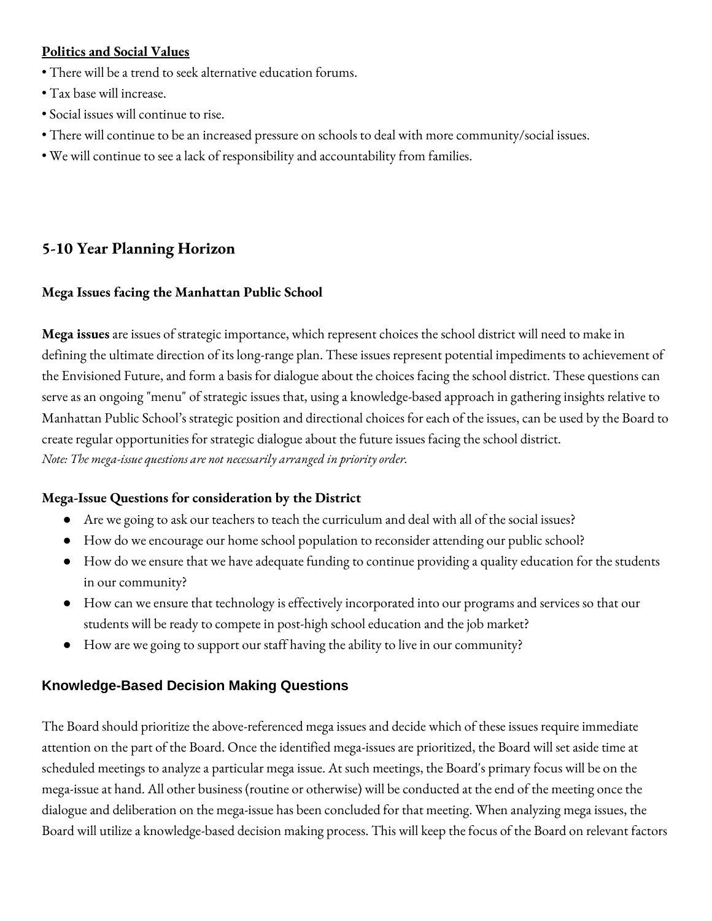**<u>Politics and Social Values</u>**

- There will be a trend to seek alternative education forums.
- Tax base will increase.
- Social issues will continue to rise.
- There will continue to be an increased pressure on schools to deal with more community/social issues.
- We will continue to see a lack of responsibility and accountability from families.

## 5-10 Year Planning Horizon

### Mega Issues facing the Manhattan Public School

**Mega issues** are issues of strategic importance, which represent choices the school district will need to make in defining the ultimate direction of its long-range plan. These issues represent potential impediments to achievement of the Envisioned Future, and form a basis for dialogue about the choices facing the school district. These questions can serve as an ongoing "menu" of strategic issues that, using a knowledge-based approach in gathering insights relative to Manhattan Public School's strategic position and directional choices for each of the issues, can be used by the Board to create regular opportunities for strategic dialogue about the future issues facing the school district.
*Note: The mega-issue questions are not necessarily arranged in priority order.*

### Mega-Issue Questions for consideration by the District

- Are we going to ask our teachers to teach the curriculum and deal with all of the social issues?
- How do we encourage our home school population to reconsider attending our public school?
- How do we ensure that we have adequate funding to continue providing a quality education for the students in our community?
- How can we ensure that technology is effectively incorporated into our programs and services so that our students will be ready to compete in post-high school education and the job market?
- How are we going to support our staff having the ability to live in our community?

### Knowledge-Based Decision Making Questions

The Board should prioritize the above-referenced mega issues and decide which of these issues require immediate attention on the part of the Board. Once the identified mega-issues are prioritized, the Board will set aside time at scheduled meetings to analyze a particular mega issue. At such meetings, the Board's primary focus will be on the mega-issue at hand. All other business (routine or otherwise) will be conducted at the end of the meeting once the dialogue and deliberation on the mega-issue has been concluded for that meeting. When analyzing mega issues, the Board will utilize a knowledge-based decision making process. This will keep the focus of the Board on relevant factors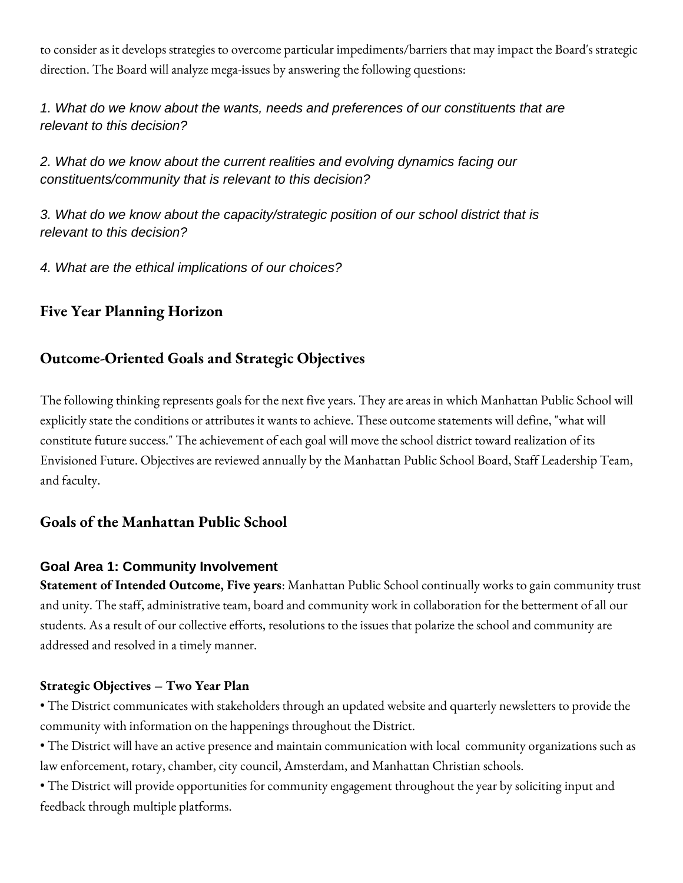to consider as it develops strategies to overcome particular impediments/barriers that may impact the Board's strategic direction. The Board will analyze mega-issues by answering the following questions:

*1. What do we know about the wants, needs and preferences of our constituents that are relevant to this decision?*

*2. What do we know about the current realities and evolving dynamics facing our constituents/community that is relevant to this decision?*

*3. What do we know about the capacity/strategic position of our school district that is relevant to this decision?*

*4. What are the ethical implications of our choices?*

## Five Year Planning Horizon

## Outcome-Oriented Goals and Strategic Objectives

The following thinking represents goals for the next five years. They are areas in which Manhattan Public School will explicitly state the conditions or attributes it wants to achieve. These outcome statements will define, "what will constitute future success." The achievement of each goal will move the school district toward realization of its Envisioned Future. Objectives are reviewed annually by the Manhattan Public School Board, Staff Leadership Team, and faculty.

## Goals of the Manhattan Public School

### Goal Area 1: Community Involvement

**Statement of Intended Outcome, Five years**: Manhattan Public School continually works to gain community trust and unity. The staff, administrative team, board and community work in collaboration for the betterment of all our students. As a result of our collective efforts, resolutions to the issues that polarize the school and community are addressed and resolved in a timely manner.

**Strategic Objectives – Two Year Plan**

- The District communicates with stakeholders through an updated website and quarterly newsletters to provide the community with information on the happenings throughout the District.
- The District will have an active presence and maintain communication with local community organizations such as law enforcement, rotary, chamber, city council, Amsterdam, and Manhattan Christian schools.
- The District will provide opportunities for community engagement throughout the year by soliciting input and feedback through multiple platforms.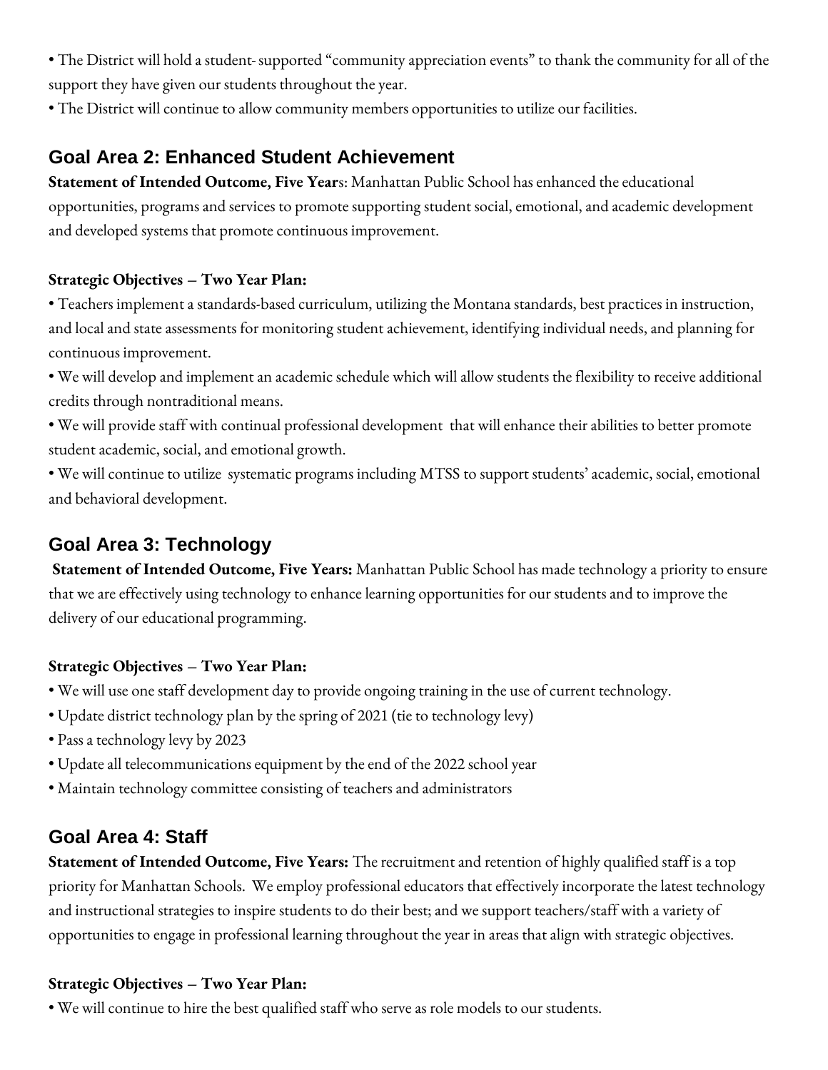- The District will hold a student- supported "community appreciation events" to thank the community for all of the support they have given our students throughout the year.
- The District will continue to allow community members opportunities to utilize our facilities.

## Goal Area 2: Enhanced Student Achievement

**Statement of Intended Outcome, Five Year**s: Manhattan Public School has enhanced the educational opportunities, programs and services to promote supporting student social, emotional, and academic development and developed systems that promote continuous improvement.

**Strategic Objectives – Two Year Plan:**

- Teachers implement a standards-based curriculum, utilizing the Montana standards, best practices in instruction, and local and state assessments for monitoring student achievement, identifying individual needs, and planning for continuous improvement.
- We will develop and implement an academic schedule which will allow students the flexibility to receive additional credits through nontraditional means.
- We will provide staff with continual professional development that will enhance their abilities to better promote student academic, social, and emotional growth.
- We will continue to utilize systematic programs including MTSS to support students' academic, social, emotional and behavioral development.

## Goal Area 3: Technology

**Statement of Intended Outcome, Five Years:** Manhattan Public School has made technology a priority to ensure that we are effectively using technology to enhance learning opportunities for our students and to improve the delivery of our educational programming.

**Strategic Objectives – Two Year Plan:**

- We will use one staff development day to provide ongoing training in the use of current technology.
- Update district technology plan by the spring of 2021 (tie to technology levy)
- Pass a technology levy by 2023
- Update all telecommunications equipment by the end of the 2022 school year
- Maintain technology committee consisting of teachers and administrators

## Goal Area 4: Staff

**Statement of Intended Outcome, Five Years:** The recruitment and retention of highly qualified staff is a top priority for Manhattan Schools. We employ professional educators that effectively incorporate the latest technology and instructional strategies to inspire students to do their best; and we support teachers/staff with a variety of opportunities to engage in professional learning throughout the year in areas that align with strategic objectives.

**Strategic Objectives – Two Year Plan:**

- We will continue to hire the best qualified staff who serve as role models to our students.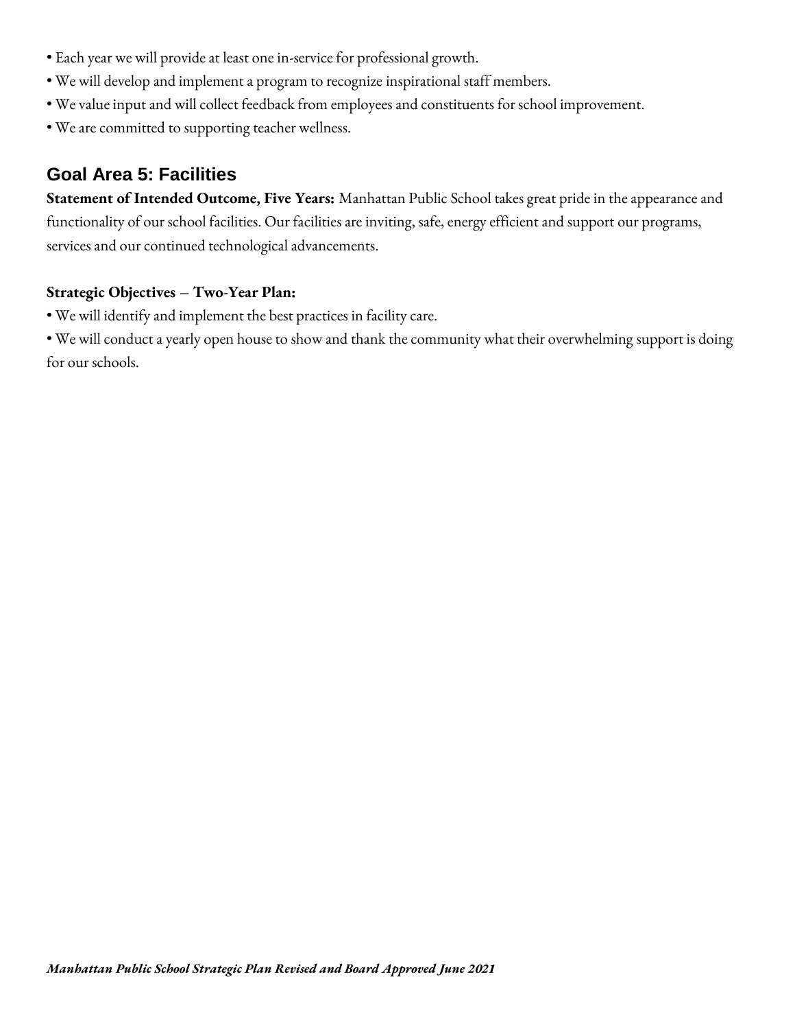- Each year we will provide at least one in-service for professional growth.
- We will develop and implement a program to recognize inspirational staff members.
- We value input and will collect feedback from employees and constituents for school improvement.
- We are committed to supporting teacher wellness.

## Goal Area 5: Facilities

**Statement of Intended Outcome, Five Years:** Manhattan Public School takes great pride in the appearance and functionality of our school facilities. Our facilities are inviting, safe, energy efficient and support our programs, services and our continued technological advancements.

**Strategic Objectives – Two-Year Plan:**

- We will identify and implement the best practices in facility care.
- We will conduct a yearly open house to show and thank the community what their overwhelming support is doing for our schools.